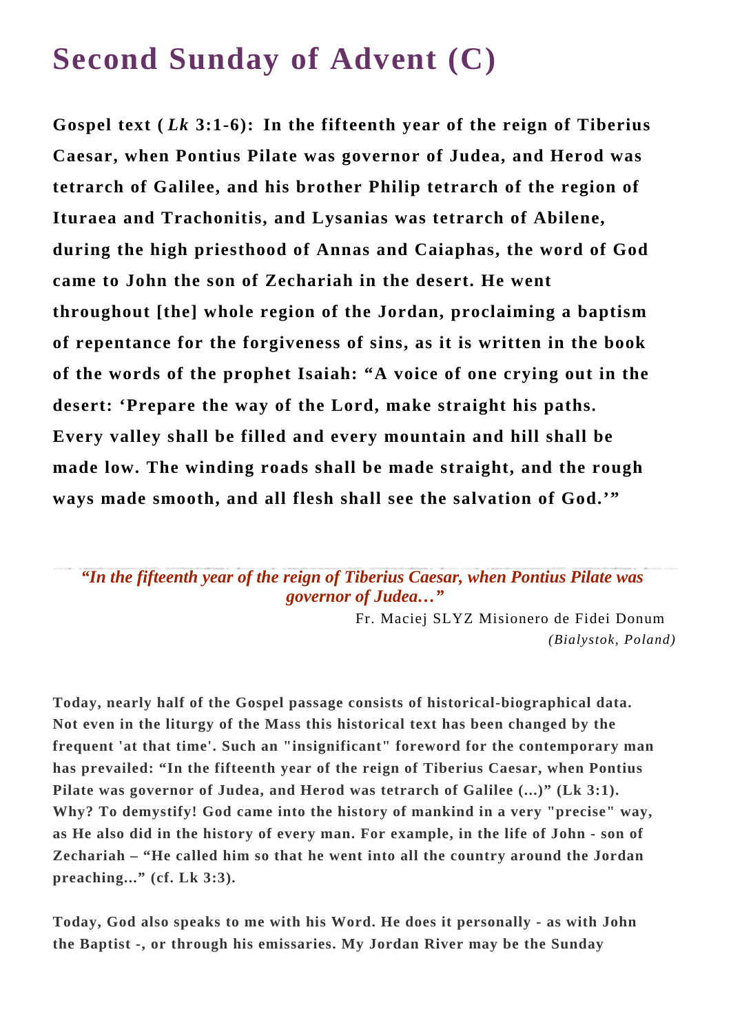# Second Sunday of Advent (C)

**Gospel text (*Lk* 3:1-6): In the fifteenth year of the reign of Tiberius Caesar, when Pontius Pilate was governor of Judea, and Herod was tetrarch of Galilee, and his brother Philip tetrarch of the region of Ituraea and Trachonitis, and Lysanias was tetrarch of Abilene, during the high priesthood of Annas and Caiaphas, the word of God came to John the son of Zechariah in the desert. He went throughout [the] whole region of the Jordan, proclaiming a baptism of repentance for the forgiveness of sins, as it is written in the book of the words of the prophet Isaiah: “A voice of one crying out in the desert: ‘Prepare the way of the Lord, make straight his paths. Every valley shall be filled and every mountain and hill shall be made low. The winding roads shall be made straight, and the rough ways made smooth, and all flesh shall see the salvation of God.’”**

***“In the fifteenth year of the reign of Tiberius Caesar, when Pontius Pilate was governor of Judea…”***

Fr. Maciej SLYZ Misionero de Fidei Donum
*(Bialystok, Poland)*

**Today, nearly half of the Gospel passage consists of historical-biographical data. Not even in the liturgy of the Mass this historical text has been changed by the frequent 'at that time'. Such an "insignificant" foreword for the contemporary man has prevailed: “In the fifteenth year of the reign of Tiberius Caesar, when Pontius Pilate was governor of Judea, and Herod was tetrarch of Galilee (...)” (Lk 3:1). Why? To demystify! God came into the history of mankind in a very "precise" way, as He also did in the history of every man. For example, in the life of John - son of Zechariah – “He called him so that he went into all the country around the Jordan preaching...” (cf. Lk 3:3).**

**Today, God also speaks to me with his Word. He does it personally - as with John the Baptist -, or through his emissaries. My Jordan River may be the Sunday**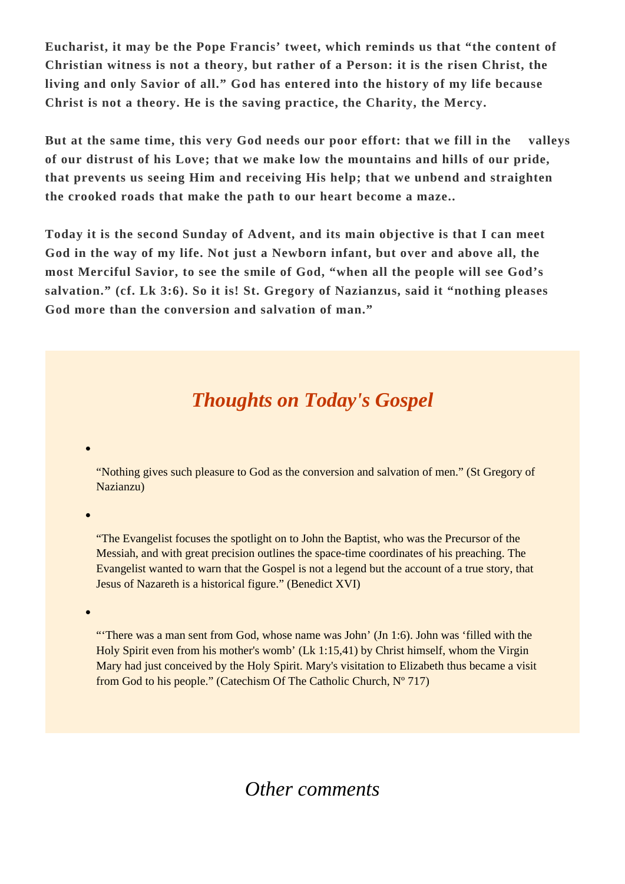**Eucharist, it may be the Pope Francis' tweet, which reminds us that "the content of Christian witness is not a theory, but rather of a Person: it is the risen Christ, the living and only Savior of all." God has entered into the history of my life because Christ is not a theory. He is the saving practice, the Charity, the Mercy.**

**But at the same time, this very God needs our poor effort: that we fill in the valleys of our distrust of his Love; that we make low the mountains and hills of our pride, that prevents us seeing Him and receiving His help; that we unbend and straighten the crooked roads that make the path to our heart become a maze..**

**Today it is the second Sunday of Advent, and its main objective is that I can meet God in the way of my life. Not just a Newborn infant, but over and above all, the most Merciful Savior, to see the smile of God, "when all the people will see God's salvation." (cf. Lk 3:6). So it is! St. Gregory of Nazianzus, said it "nothing pleases God more than the conversion and salvation of man."**

## *Thoughts on Today's Gospel*

- "Nothing gives such pleasure to God as the conversion and salvation of men." (St Gregory of Nazianzu)

- "The Evangelist focuses the spotlight on to John the Baptist, who was the Precursor of the Messiah, and with great precision outlines the space-time coordinates of his preaching. The Evangelist wanted to warn that the Gospel is not a legend but the account of a true story, that Jesus of Nazareth is a historical figure." (Benedict XVI)

- "'There was a man sent from God, whose name was John' (Jn 1:6). John was 'filled with the Holy Spirit even from his mother's womb' (Lk 1:15,41) by Christ himself, whom the Virgin Mary had just conceived by the Holy Spirit. Mary's visitation to Elizabeth thus became a visit from God to his people." (Catechism Of The Catholic Church, Nº 717)

## *Other comments*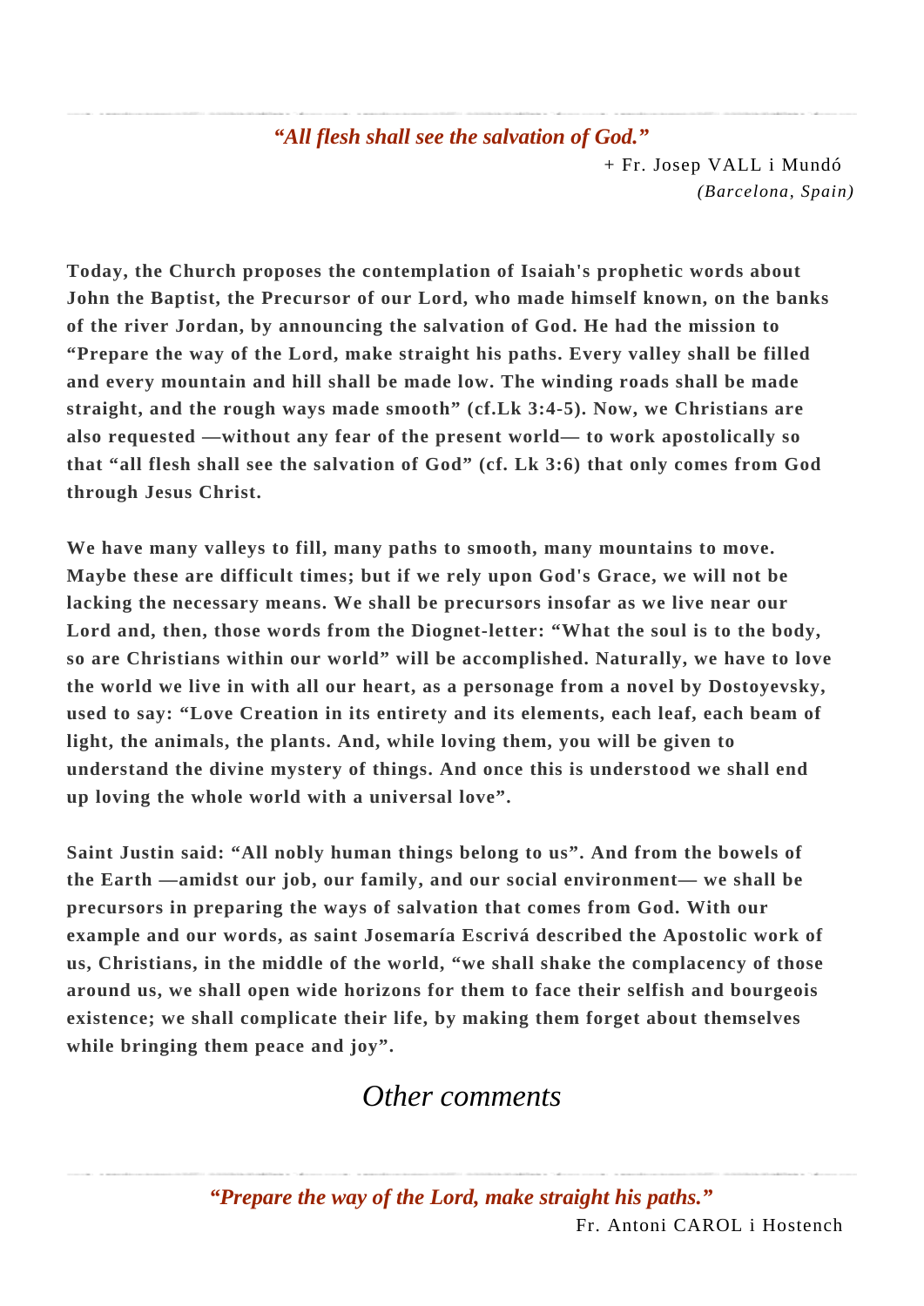*“All flesh shall see the salvation of God.”*

+ Fr. Josep VALL i Mundó
*(Barcelona, Spain)*

**Today, the Church proposes the contemplation of Isaiah's prophetic words about John the Baptist, the Precursor of our Lord, who made himself known, on the banks of the river Jordan, by announcing the salvation of God. He had the mission to “Prepare the way of the Lord, make straight his paths. Every valley shall be filled and every mountain and hill shall be made low. The winding roads shall be made straight, and the rough ways made smooth” (cf.Lk 3:4-5). Now, we Christians are also requested —without any fear of the present world— to work apostolically so that “all flesh shall see the salvation of God” (cf. Lk 3:6) that only comes from God through Jesus Christ.**

**We have many valleys to fill, many paths to smooth, many mountains to move. Maybe these are difficult times; but if we rely upon God's Grace, we will not be lacking the necessary means. We shall be precursors insofar as we live near our Lord and, then, those words from the Diognet-letter: “What the soul is to the body, so are Christians within our world” will be accomplished. Naturally, we have to love the world we live in with all our heart, as a personage from a novel by Dostoyevsky, used to say: “Love Creation in its entirety and its elements, each leaf, each beam of light, the animals, the plants. And, while loving them, you will be given to understand the divine mystery of things. And once this is understood we shall end up loving the whole world with a universal love”.**

**Saint Justin said: “All nobly human things belong to us”. And from the bowels of the Earth —amidst our job, our family, and our social environment— we shall be precursors in preparing the ways of salvation that comes from God. With our example and our words, as saint Josemaría Escrivá described the Apostolic work of us, Christians, in the middle of the world, “we shall shake the complacency of those around us, we shall open wide horizons for them to face their selfish and bourgeois existence; we shall complicate their life, by making them forget about themselves while bringing them peace and joy”.**

## *Other comments*

*“Prepare the way of the Lord, make straight his paths.”*

Fr. Antoni CAROL i Hostench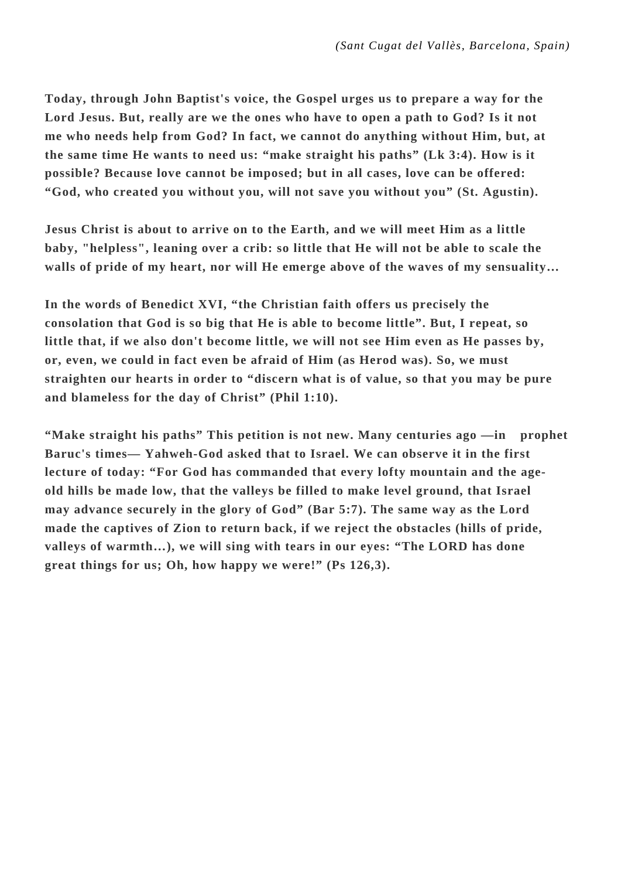*(Sant Cugat del Vallès, Barcelona, Spain)*

**Today, through John Baptist's voice, the Gospel urges us to prepare a way for the Lord Jesus. But, really are we the ones who have to open a path to God? Is it not me who needs help from God? In fact, we cannot do anything without Him, but, at the same time He wants to need us: “make straight his paths” (Lk 3:4). How is it possible? Because love cannot be imposed; but in all cases, love can be offered: “God, who created you without you, will not save you without you” (St. Agustin).**

**Jesus Christ is about to arrive on to the Earth, and we will meet Him as a little baby, "helpless", leaning over a crib: so little that He will not be able to scale the walls of pride of my heart, nor will He emerge above of the waves of my sensuality…**

**In the words of Benedict XVI, “the Christian faith offers us precisely the consolation that God is so big that He is able to become little”. But, I repeat, so little that, if we also don't become little, we will not see Him even as He passes by, or, even, we could in fact even be afraid of Him (as Herod was). So, we must straighten our hearts in order to “discern what is of value, so that you may be pure and blameless for the day of Christ” (Phil 1:10).**

**“Make straight his paths” This petition is not new. Many centuries ago —in prophet Baruc's times— Yahweh-God asked that to Israel. We can observe it in the first lecture of today: “For God has commanded that every lofty mountain and the age-old hills be made low, that the valleys be filled to make level ground, that Israel may advance securely in the glory of God” (Bar 5:7). The same way as the Lord made the captives of Zion to return back, if we reject the obstacles (hills of pride, valleys of warmth…), we will sing with tears in our eyes: “The LORD has done great things for us; Oh, how happy we were!” (Ps 126,3).**